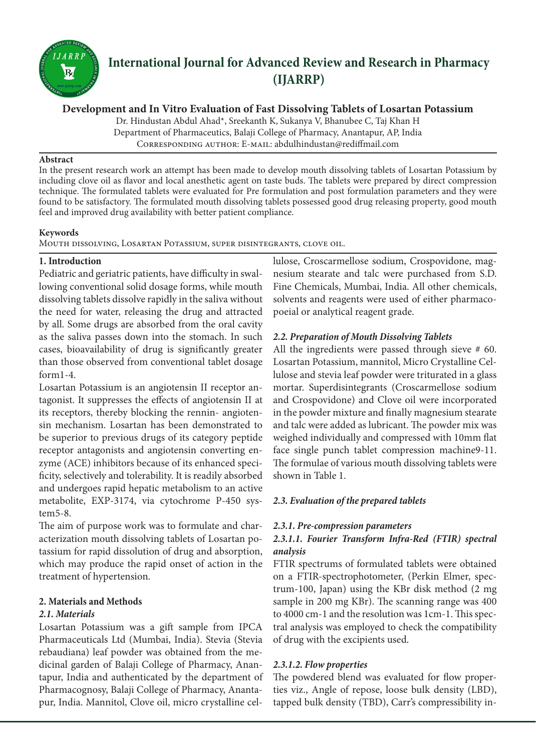# International Journal for Advanced Review and Research in Pharmacy (IJARRP)

## Development and In Vitro Evaluation of Fast Dissolving Tablets of Losartan Potassium

Dr. Hindustan Abdul Ahad*, Sreekanth K, Sukanya V, Bhanubee C, Taj Khan H

Department of Pharmaceutics, Balaji College of Pharmacy, Anantapur, AP, India

Corresponding author: E-mail: abdulhindustan@rediffmail.com

**Abstract**

In the present research work an attempt has been made to develop mouth dissolving tablets of Losartan Potassium by including clove oil as flavor and local anesthetic agent on taste buds. The tablets were prepared by direct compression technique. The formulated tablets were evaluated for Pre formulation and post formulation parameters and they were found to be satisfactory. The formulated mouth dissolving tablets possessed good drug releasing property, good mouth feel and improved drug availability with better patient compliance.

**Keywords**

Mouth dissolving, Losartan Potassium, super disintegrants, clove oil.

### 1. Introduction

Pediatric and geriatric patients, have difficulty in swallowing conventional solid dosage forms, while mouth dissolving tablets dissolve rapidly in the saliva without the need for water, releasing the drug and attracted by all. Some drugs are absorbed from the oral cavity as the saliva passes down into the stomach. In such cases, bioavailability of drug is significantly greater than those observed from conventional tablet dosage form1-4.

Losartan Potassium is an angiotensin II receptor antagonist. It suppresses the effects of angiotensin II at its receptors, thereby blocking the rennin- angiotensin mechanism. Losartan has been demonstrated to be superior to previous drugs of its category peptide receptor antagonists and angiotensin converting enzyme (ACE) inhibitors because of its enhanced specificity, selectively and tolerability. It is readily absorbed and undergoes rapid hepatic metabolism to an active metabolite, EXP-3174, via cytochrome P-450 system5-8.

The aim of purpose work was to formulate and characterization mouth dissolving tablets of Losartan potassium for rapid dissolution of drug and absorption, which may produce the rapid onset of action in the treatment of hypertension.

### 2. Materials and Methods

#### *2.1. Materials*

Losartan Potassium was a gift sample from IPCA Pharmaceuticals Ltd (Mumbai, India). Stevia (Stevia rebaudiana) leaf powder was obtained from the medicinal garden of Balaji College of Pharmacy, Anantapur, India and authenticated by the department of Pharmacognosy, Balaji College of Pharmacy, Anantapur, India. Mannitol, Clove oil, micro crystalline cellulose, Croscarmellose sodium, Crospovidone, magnesium stearate and talc were purchased from S.D. Fine Chemicals, Mumbai, India. All other chemicals, solvents and reagents were used of either pharmacopoeial or analytical reagent grade.

#### *2.2. Preparation of Mouth Dissolving Tablets*

All the ingredients were passed through sieve # 60. Losartan Potassium, mannitol, Micro Crystalline Cellulose and stevia leaf powder were triturated in a glass mortar. Superdisintegrants (Croscarmellose sodium and Crospovidone) and Clove oil were incorporated in the powder mixture and finally magnesium stearate and talc were added as lubricant. The powder mix was weighed individually and compressed with 10mm flat face single punch tablet compression machine9-11. The formulae of various mouth dissolving tablets were shown in Table 1.

#### *2.3. Evaluation of the prepared tablets*

##### *2.3.1. Pre-compression parameters*

##### *2.3.1.1. Fourier Transform Infra-Red (FTIR) spectral analysis*

FTIR spectrums of formulated tablets were obtained on a FTIR-spectrophotometer, (Perkin Elmer, spectrum-100, Japan) using the KBr disk method (2 mg sample in 200 mg KBr). The scanning range was 400 to 4000 cm-1 and the resolution was 1cm-1. This spectral analysis was employed to check the compatibility of drug with the excipients used.

##### *2.3.1.2. Flow properties*

The powdered blend was evaluated for flow properties viz., Angle of repose, loose bulk density (LBD), tapped bulk density (TBD), Carr's compressibility in-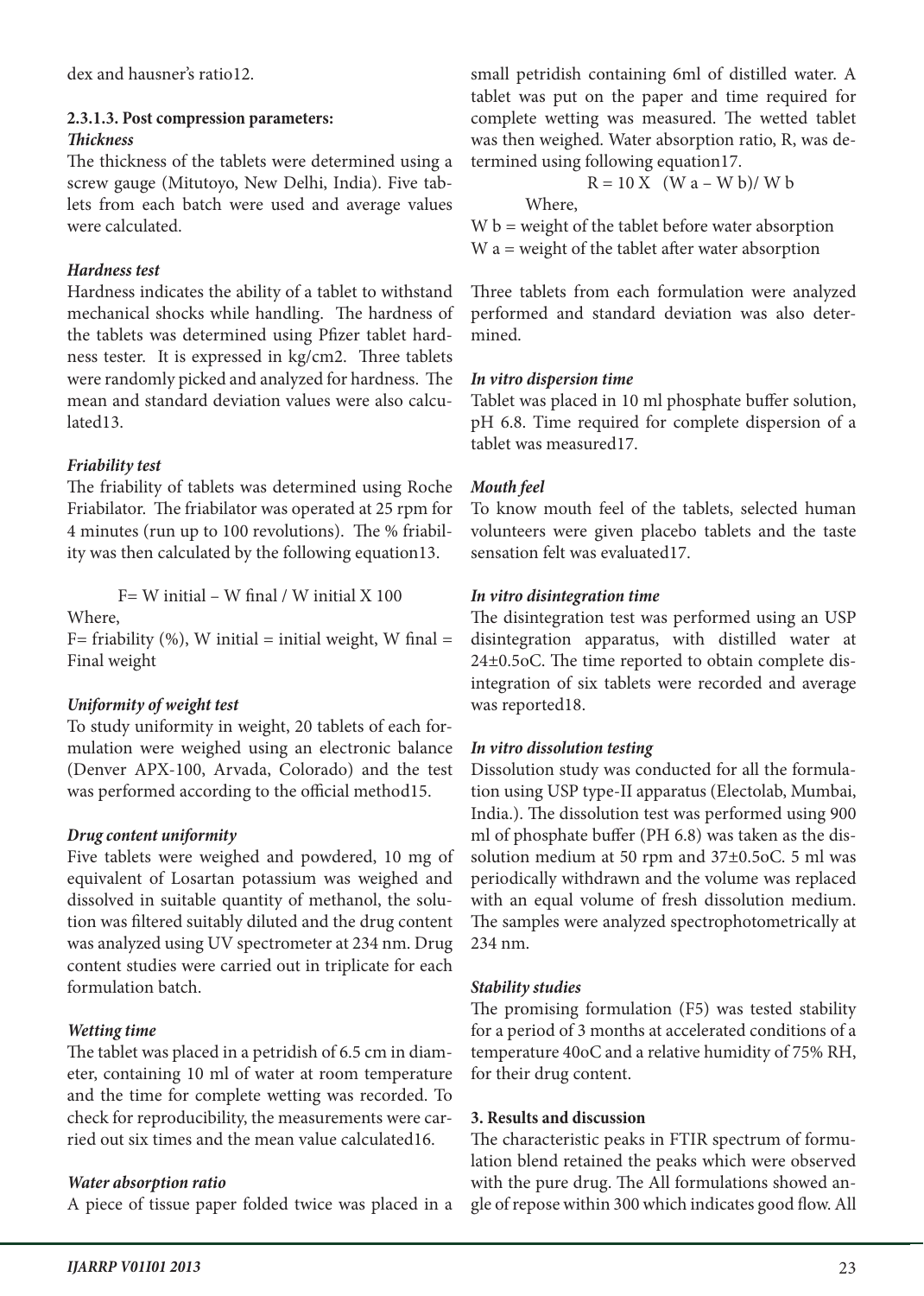dex and hausner's ratio[12].

#### 2.3.1.3. Post compression parameters:

***Thickness***

The thickness of the tablets were determined using a screw gauge (Mitutoyo, New Delhi, India). Five tablets from each batch were used and average values were calculated.

***Hardness test***

Hardness indicates the ability of a tablet to withstand mechanical shocks while handling. The hardness of the tablets was determined using Pfizer tablet hardness tester. It is expressed in kg/cm2. Three tablets were randomly picked and analyzed for hardness. The mean and standard deviation values were also calculated[13].

***Friability test***

The friability of tablets was determined using Roche Friabilator. The friabilator was operated at 25 rpm for 4 minutes (run up to 100 revolutions). The % friability was then calculated by the following equation[13].

$$F = W_{initial} - W_{final} / W_{initial} \times 100$$

Where,

F= friability (%), W initial = initial weight, W final = Final weight

***Uniformity of weight test***

To study uniformity in weight, 20 tablets of each formulation were weighed using an electronic balance (Denver APX-100, Arvada, Colorado) and the test was performed according to the official method[15].

***Drug content uniformity***

Five tablets were weighed and powdered, 10 mg of equivalent of Losartan potassium was weighed and dissolved in suitable quantity of methanol, the solution was filtered suitably diluted and the drug content was analyzed using UV spectrometer at 234 nm. Drug content studies were carried out in triplicate for each formulation batch.

***Wetting time***

The tablet was placed in a petridish of 6.5 cm in diameter, containing 10 ml of water at room temperature and the time for complete wetting was recorded. To check for reproducibility, the measurements were carried out six times and the mean value calculated[16].

***Water absorption ratio***

A piece of tissue paper folded twice was placed in a small petridish containing 6ml of distilled water. A tablet was put on the paper and time required for complete wetting was measured. The wetted tablet was then weighed. Water absorption ratio, R, was determined using following equation[17].

$$R = 10 \times (W_a - W_b) / W_b$$

Where,

W b = weight of the tablet before water absorption

W a = weight of the tablet after water absorption

Three tablets from each formulation were analyzed performed and standard deviation was also determined.

***In vitro dispersion time***

Tablet was placed in 10 ml phosphate buffer solution, pH 6.8. Time required for complete dispersion of a tablet was measured[17].

***Mouth feel***

To know mouth feel of the tablets, selected human volunteers were given placebo tablets and the taste sensation felt was evaluated[17].

***In vitro disintegration time***

The disintegration test was performed using an USP disintegration apparatus, with distilled water at 24±0.5oC. The time reported to obtain complete disintegration of six tablets were recorded and average was reported[18].

***In vitro dissolution testing***

Dissolution study was conducted for all the formulation using USP type-II apparatus (Electolab, Mumbai, India.). The dissolution test was performed using 900 ml of phosphate buffer (PH 6.8) was taken as the dissolution medium at 50 rpm and 37±0.5oC. 5 ml was periodically withdrawn and the volume was replaced with an equal volume of fresh dissolution medium. The samples were analyzed spectrophotometrically at 234 nm.

***Stability studies***

The promising formulation (F5) was tested stability for a period of 3 months at accelerated conditions of a temperature 40oC and a relative humidity of 75% RH, for their drug content.

## 3. Results and discussion

The characteristic peaks in FTIR spectrum of formulation blend retained the peaks which were observed with the pure drug. The All formulations showed angle of repose within 300 which indicates good flow. All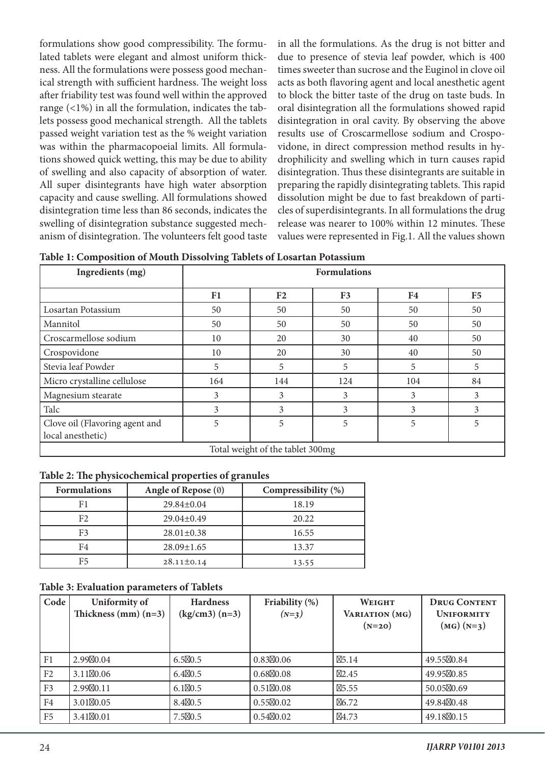formulations show good compressibility. The formulated tablets were elegant and almost uniform thickness. All the formulations were possess good mechanical strength with sufficient hardness. The weight loss after friability test was found well within the approved range (<1%) in all the formulation, indicates the tablets possess good mechanical strength. All the tablets passed weight variation test as the % weight variation was within the pharmacopoeial limits. All formulations showed quick wetting, this may be due to ability of swelling and also capacity of absorption of water. All super disintegrants have high water absorption capacity and cause swelling. All formulations showed disintegration time less than 86 seconds, indicates the swelling of disintegration substance suggested mechanism of disintegration. The volunteers felt good taste in all the formulations. As the drug is not bitter and due to presence of stevia leaf powder, which is 400 times sweeter than sucrose and the Euginol in clove oil acts as both flavoring agent and local anesthetic agent to block the bitter taste of the drug on taste buds. In oral disintegration all the formulations showed rapid disintegration in oral cavity. By observing the above results use of Croscarmellose sodium and Crospovidone, in direct compression method results in hydrophilicity and swelling which in turn causes rapid disintegration. Thus these disintegrants are suitable in preparing the rapidly disintegrating tablets. This rapid dissolution might be due to fast breakdown of particles of superdisintegrants. In all formulations the drug release was nearer to 100% within 12 minutes. These values were represented in Fig.1. All the values shown

**Table 1: Composition of Mouth Dissolving Tablets of Losartan Potassium**

| Ingredients (mg) | Formulations | | | | |
|---|---|---|---|---|---|
| | F1 | F2 | F3 | F4 | F5 |
| Losartan Potassium | 50 | 50 | 50 | 50 | 50 |
| Mannitol | 50 | 50 | 50 | 50 | 50 |
| Croscarmellose sodium | 10 | 20 | 30 | 40 | 50 |
| Crospovidone | 10 | 20 | 30 | 40 | 50 |
| Stevia leaf Powder | 5 | 5 | 5 | 5 | 5 |
| Micro crystalline cellulose | 164 | 144 | 124 | 104 | 84 |
| Magnesium stearate | 3 | 3 | 3 | 3 | 3 |
| Talc | 3 | 3 | 3 | 3 | 3 |
| Clove oil (Flavoring agent and local anesthetic) | 5 | 5 | 5 | 5 | 5 |
| Total weight of the tablet 300mg | | | | | |

**Table 2: The physicochemical properties of granules**

| Formulations | Angle of Repose (θ) | Compressibility (%) |
|---|---|---|
| F1 | 29.84±0.04 | 18.19 |
| F2 | 29.04±0.49 | 20.22 |
| F3 | 28.01±0.38 | 16.55 |
| F4 | 28.09±1.65 | 13.37 |
| F5 | 28.11±0.14 | 13.55 |

**Table 3: Evaluation parameters of Tablets**

| Code | Uniformity of Thickness (mm) (n=3) | Hardness (kg/cm3) (n=3) | Friability (%) (n=3) | Weight Variation (mg) (n=20) | Drug Content Uniformity (mg) (n=3) |
|---|---|---|---|---|---|
| F1 | 2.99±0.04 | 6.5±0.5 | 0.83±0.06 | ±5.14 | 49.55±0.84 |
| F2 | 3.11±0.06 | 6.4±0.5 | 0.68±0.08 | ±2.45 | 49.95±0.85 |
| F3 | 2.99±0.11 | 6.1±0.5 | 0.51±0.08 | ±5.55 | 50.05±0.69 |
| F4 | 3.01±0.05 | 8.4±0.5 | 0.55±0.02 | ±6.72 | 49.84±0.48 |
| F5 | 3.41±0.01 | 7.5±0.5 | 0.54±0.02 | ±4.73 | 49.18±0.15 |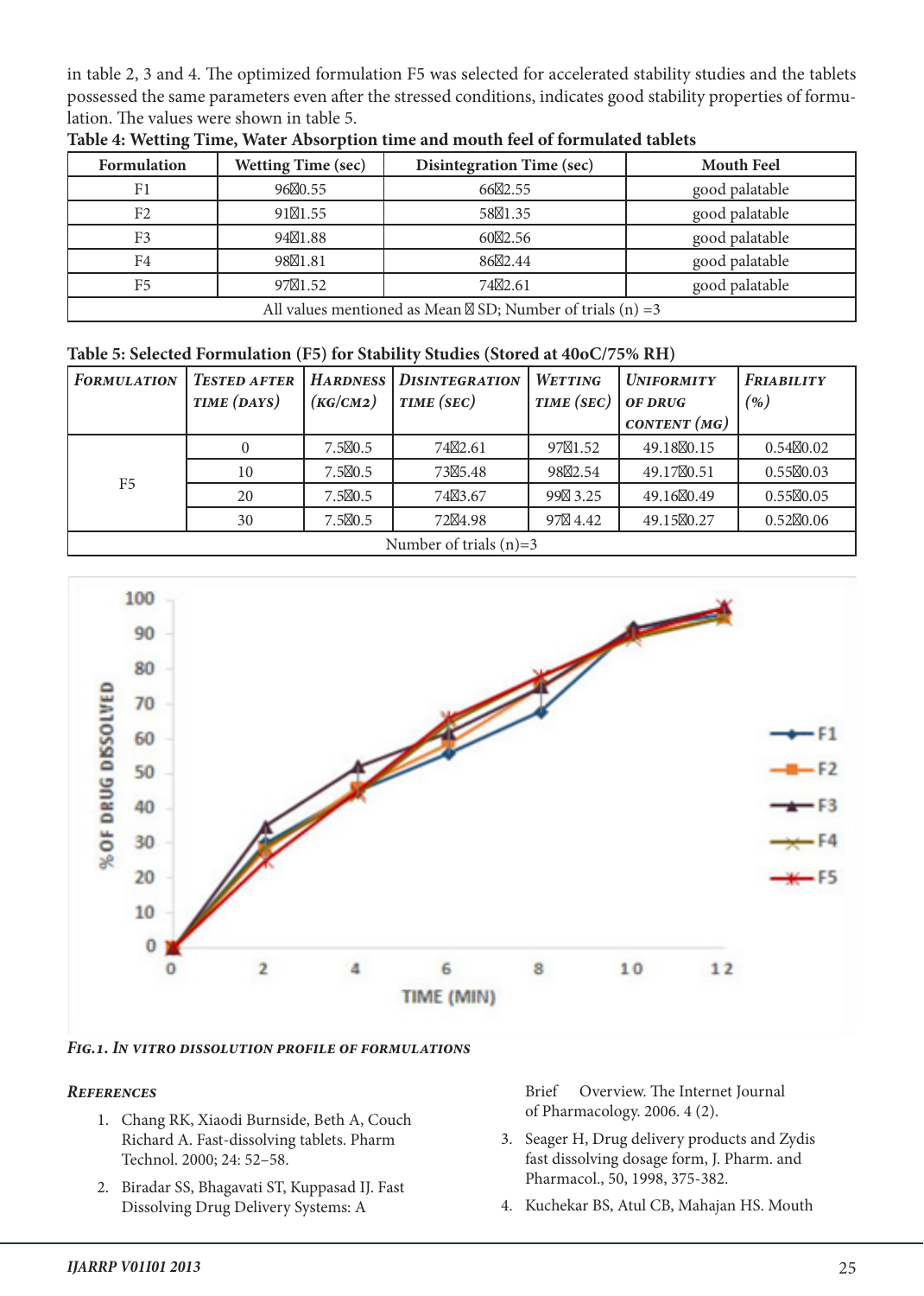in table 2, 3 and 4. The optimized formulation F5 was selected for accelerated stability studies and the tablets possessed the same parameters even after the stressed conditions, indicates good stability properties of formulation. The values were shown in table 5.

**Table 4: Wetting Time, Water Absorption time and mouth feel of formulated tablets**

| Formulation | Wetting Time (sec) | Disintegration Time (sec) | Mouth Feel |
|---|---|---|---|
| F1 | 96⊠0.55 | 66⊠2.55 | good palatable |
| F2 | 91⊠1.55 | 58⊠1.35 | good palatable |
| F3 | 94⊠1.88 | 60⊠2.56 | good palatable |
| F4 | 98⊠1.81 | 86⊠2.44 | good palatable |
| F5 | 97⊠1.52 | 74⊠2.61 | good palatable |
| All values mentioned as Mean ⊠ SD; Number of trials (n) =3 | | | |

**Table 5: Selected Formulation (F5) for Stability Studies (Stored at 40oC/75% RH)**

| *Formulation* | *Tested after time (days)* | *Hardness (kg/cm2)* | *Disintegration time (sec)* | *Wetting time (sec)* | *Uniformity of drug content (mg)* | *Friability (%)* |
|---|---|---|---|---|---|---|
| F5 | 0 | 7.5⊠0.5 | 74⊠2.61 | 97⊠1.52 | 49.18⊠0.15 | 0.54⊠0.02 |
| | 10 | 7.5⊠0.5 | 73⊠5.48 | 98⊠2.54 | 49.17⊠0.51 | 0.55⊠0.03 |
| | 20 | 7.5⊠0.5 | 74⊠3.67 | 99⊠ 3.25 | 49.16⊠0.49 | 0.55⊠0.05 |
| | 30 | 7.5⊠0.5 | 72⊠4.98 | 97⊠ 4.42 | 49.15⊠0.27 | 0.52⊠0.06 |
| Number of trials (n)=3 | | | | | | |

*Fig.1. In vitro dissolution profile of formulations*

## References

1. Chang RK, Xiaodi Burnside, Beth A, Couch Richard A. Fast-dissolving tablets. Pharm Technol. 2000; 24: 52–58.
2. Biradar SS, Bhagavati ST, Kuppasad IJ. Fast Dissolving Drug Delivery Systems: A Brief Overview. The Internet Journal of Pharmacology. 2006. 4 (2).
3. Seager H, Drug delivery products and Zydis fast dissolving dosage form, J. Pharm. and Pharmacol., 50, 1998, 375-382.
4. Kuchekar BS, Atul CB, Mahajan HS. Mouth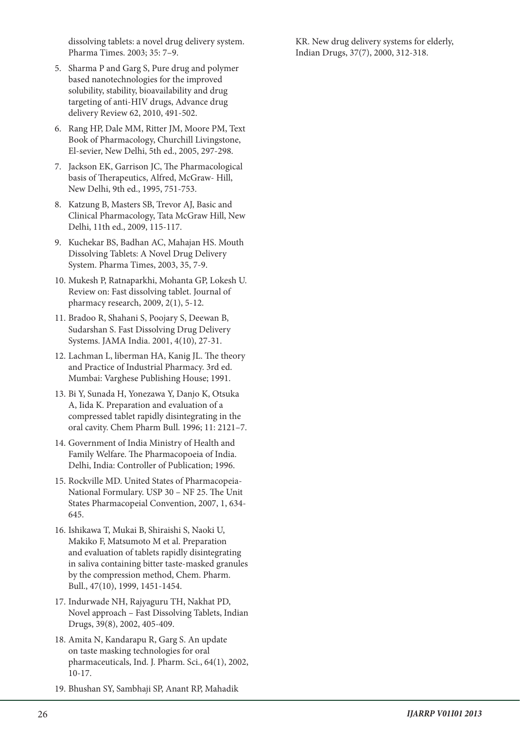dissolving tablets: a novel drug delivery system. Pharma Times. 2003; 35: 7–9.

5. Sharma P and Garg S, Pure drug and polymer based nanotechnologies for the improved solubility, stability, bioavailability and drug targeting of anti-HIV drugs, Advance drug delivery Review 62, 2010, 491-502.
6. Rang HP, Dale MM, Ritter JM, Moore PM, Text Book of Pharmacology, Churchill Livingstone, El-sevier, New Delhi, 5th ed., 2005, 297-298.
7. Jackson EK, Garrison JC, The Pharmacological basis of Therapeutics, Alfred, McGraw- Hill, New Delhi, 9th ed., 1995, 751-753.
8. Katzung B, Masters SB, Trevor AJ, Basic and Clinical Pharmacology, Tata McGraw Hill, New Delhi, 11th ed., 2009, 115-117.
9. Kuchekar BS, Badhan AC, Mahajan HS. Mouth Dissolving Tablets: A Novel Drug Delivery System. Pharma Times, 2003, 35, 7-9.
10. Mukesh P, Ratnaparkhi, Mohanta GP, Lokesh U. Review on: Fast dissolving tablet. Journal of pharmacy research, 2009, 2(1), 5-12.
11. Bradoo R, Shahani S, Poojary S, Deewan B, Sudarshan S. Fast Dissolving Drug Delivery Systems. JAMA India. 2001, 4(10), 27-31.
12. Lachman L, liberman HA, Kanig JL. The theory and Practice of Industrial Pharmacy. 3rd ed. Mumbai: Varghese Publishing House; 1991.
13. Bi Y, Sunada H, Yonezawa Y, Danjo K, Otsuka A, Iida K. Preparation and evaluation of a compressed tablet rapidly disintegrating in the oral cavity. Chem Pharm Bull. 1996; 11: 2121–7.
14. Government of India Ministry of Health and Family Welfare. The Pharmacopoeia of India. Delhi, India: Controller of Publication; 1996.
15. Rockville MD. United States of Pharmacopeia-National Formulary. USP 30 – NF 25. The Unit States Pharmacopeial Convention, 2007, 1, 634-645.
16. Ishikawa T, Mukai B, Shiraishi S, Naoki U, Makiko F, Matsumoto M et al. Preparation and evaluation of tablets rapidly disintegrating in saliva containing bitter taste-masked granules by the compression method, Chem. Pharm. Bull., 47(10), 1999, 1451-1454.
17. Indurwade NH, Rajyaguru TH, Nakhat PD, Novel approach – Fast Dissolving Tablets, Indian Drugs, 39(8), 2002, 405-409.
18. Amita N, Kandarapu R, Garg S. An update on taste masking technologies for oral pharmaceuticals, Ind. J. Pharm. Sci., 64(1), 2002, 10-17.
19. Bhushan SY, Sambhaji SP, Anant RP, Mahadik KR. New drug delivery systems for elderly, Indian Drugs, 37(7), 2000, 312-318.